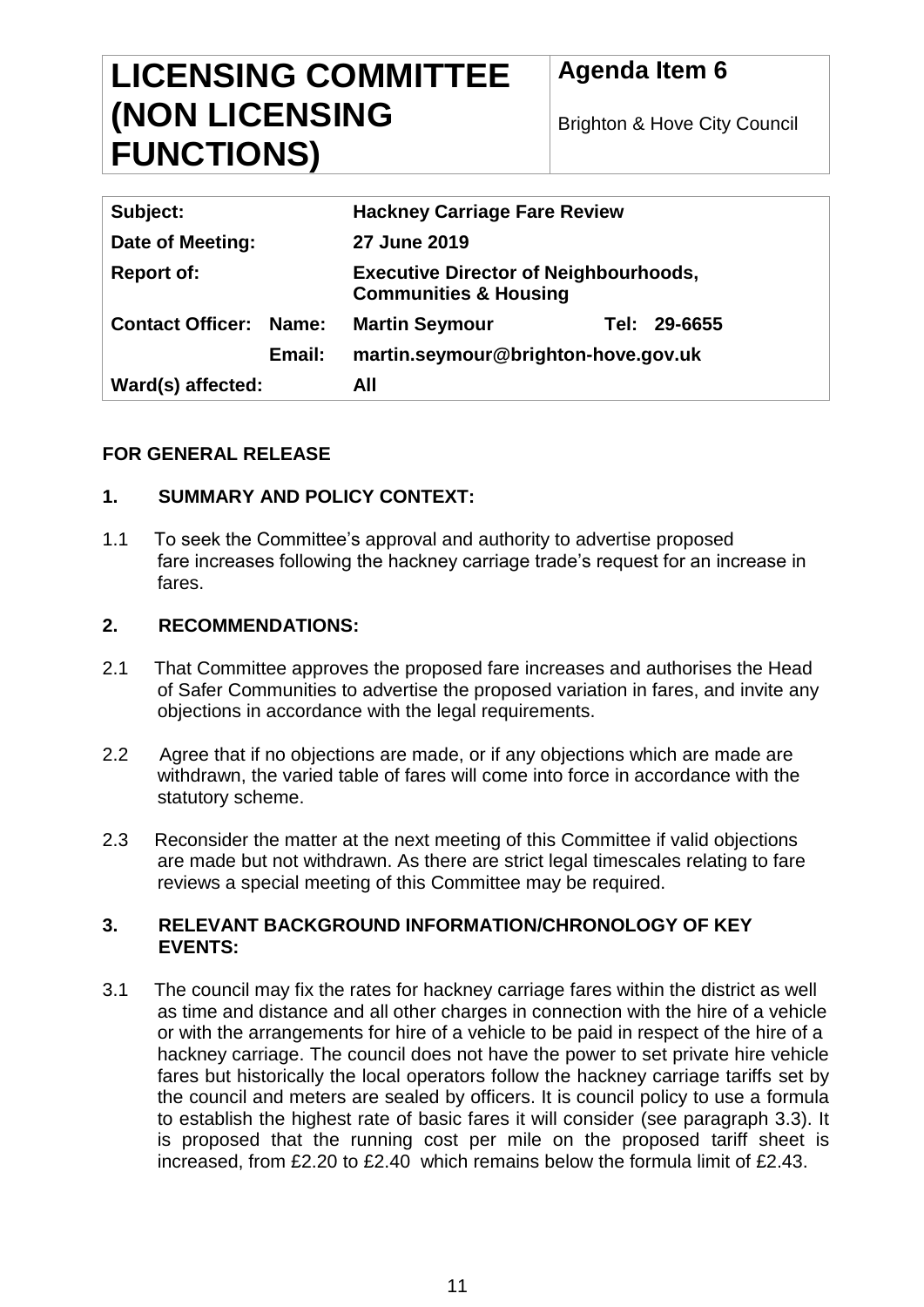# LICENSING COMMITTEE (NON LICENSING FUNCTIONS)

**Agenda Item 6**

Brighton & Hove City Council

| | | | |
|---|---|---|---|
| **Subject:** | | **Hackney Carriage Fare Review** | |
| **Date of Meeting:** | | **27 June 2019** | |
| **Report of:** | | **Executive Director of Neighbourhoods, Communities & Housing** | |
| **Contact Officer:** | **Name:** | **Martin Seymour** | **Tel: 29-6655** |
| | **Email:** | **martin.seymour@brighton-hove.gov.uk** | |
| **Ward(s) affected:** | | **All** | |

**FOR GENERAL RELEASE**

## 1. SUMMARY AND POLICY CONTEXT:

1.1 To seek the Committee's approval and authority to advertise proposed fare increases following the hackney carriage trade's request for an increase in fares.

## 2. RECOMMENDATIONS:

2.1 That Committee approves the proposed fare increases and authorises the Head of Safer Communities to advertise the proposed variation in fares, and invite any objections in accordance with the legal requirements.

2.2 Agree that if no objections are made, or if any objections which are made are withdrawn, the varied table of fares will come into force in accordance with the statutory scheme.

2.3 Reconsider the matter at the next meeting of this Committee if valid objections are made but not withdrawn. As there are strict legal timescales relating to fare reviews a special meeting of this Committee may be required.

## 3. RELEVANT BACKGROUND INFORMATION/CHRONOLOGY OF KEY EVENTS:

3.1 The council may fix the rates for hackney carriage fares within the district as well as time and distance and all other charges in connection with the hire of a vehicle or with the arrangements for hire of a vehicle to be paid in respect of the hire of a hackney carriage. The council does not have the power to set private hire vehicle fares but historically the local operators follow the hackney carriage tariffs set by the council and meters are sealed by officers. It is council policy to use a formula to establish the highest rate of basic fares it will consider (see paragraph 3.3). It is proposed that the running cost per mile on the proposed tariff sheet is increased, from £2.20 to £2.40 which remains below the formula limit of £2.43.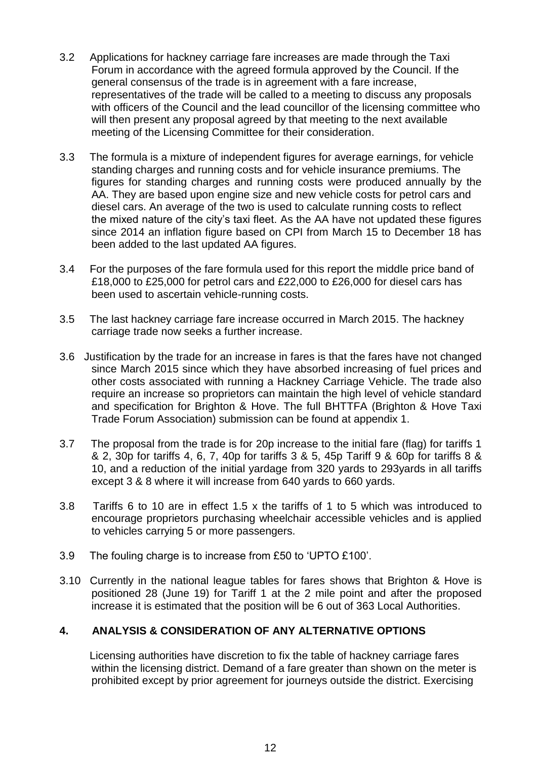3.2 Applications for hackney carriage fare increases are made through the Taxi Forum in accordance with the agreed formula approved by the Council. If the general consensus of the trade is in agreement with a fare increase, representatives of the trade will be called to a meeting to discuss any proposals with officers of the Council and the lead councillor of the licensing committee who will then present any proposal agreed by that meeting to the next available meeting of the Licensing Committee for their consideration.

3.3 The formula is a mixture of independent figures for average earnings, for vehicle standing charges and running costs and for vehicle insurance premiums. The figures for standing charges and running costs were produced annually by the AA. They are based upon engine size and new vehicle costs for petrol cars and diesel cars. An average of the two is used to calculate running costs to reflect the mixed nature of the city's taxi fleet. As the AA have not updated these figures since 2014 an inflation figure based on CPI from March 15 to December 18 has been added to the last updated AA figures.

3.4 For the purposes of the fare formula used for this report the middle price band of £18,000 to £25,000 for petrol cars and £22,000 to £26,000 for diesel cars has been used to ascertain vehicle-running costs.

3.5 The last hackney carriage fare increase occurred in March 2015. The hackney carriage trade now seeks a further increase.

3.6 Justification by the trade for an increase in fares is that the fares have not changed since March 2015 since which they have absorbed increasing of fuel prices and other costs associated with running a Hackney Carriage Vehicle. The trade also require an increase so proprietors can maintain the high level of vehicle standard and specification for Brighton & Hove. The full BHTTFA (Brighton & Hove Taxi Trade Forum Association) submission can be found at appendix 1.

3.7 The proposal from the trade is for 20p increase to the initial fare (flag) for tariffs 1 & 2, 30p for tariffs 4, 6, 7, 40p for tariffs 3 & 5, 45p Tariff 9 & 60p for tariffs 8 & 10, and a reduction of the initial yardage from 320 yards to 293yards in all tariffs except 3 & 8 where it will increase from 640 yards to 660 yards.

3.8 Tariffs 6 to 10 are in effect 1.5 x the tariffs of 1 to 5 which was introduced to encourage proprietors purchasing wheelchair accessible vehicles and is applied to vehicles carrying 5 or more passengers.

3.9 The fouling charge is to increase from £50 to 'UPTO £100'.

3.10 Currently in the national league tables for fares shows that Brighton & Hove is positioned 28 (June 19) for Tariff 1 at the 2 mile point and after the proposed increase it is estimated that the position will be 6 out of 363 Local Authorities.

## 4. ANALYSIS & CONSIDERATION OF ANY ALTERNATIVE OPTIONS

Licensing authorities have discretion to fix the table of hackney carriage fares within the licensing district. Demand of a fare greater than shown on the meter is prohibited except by prior agreement for journeys outside the district. Exercising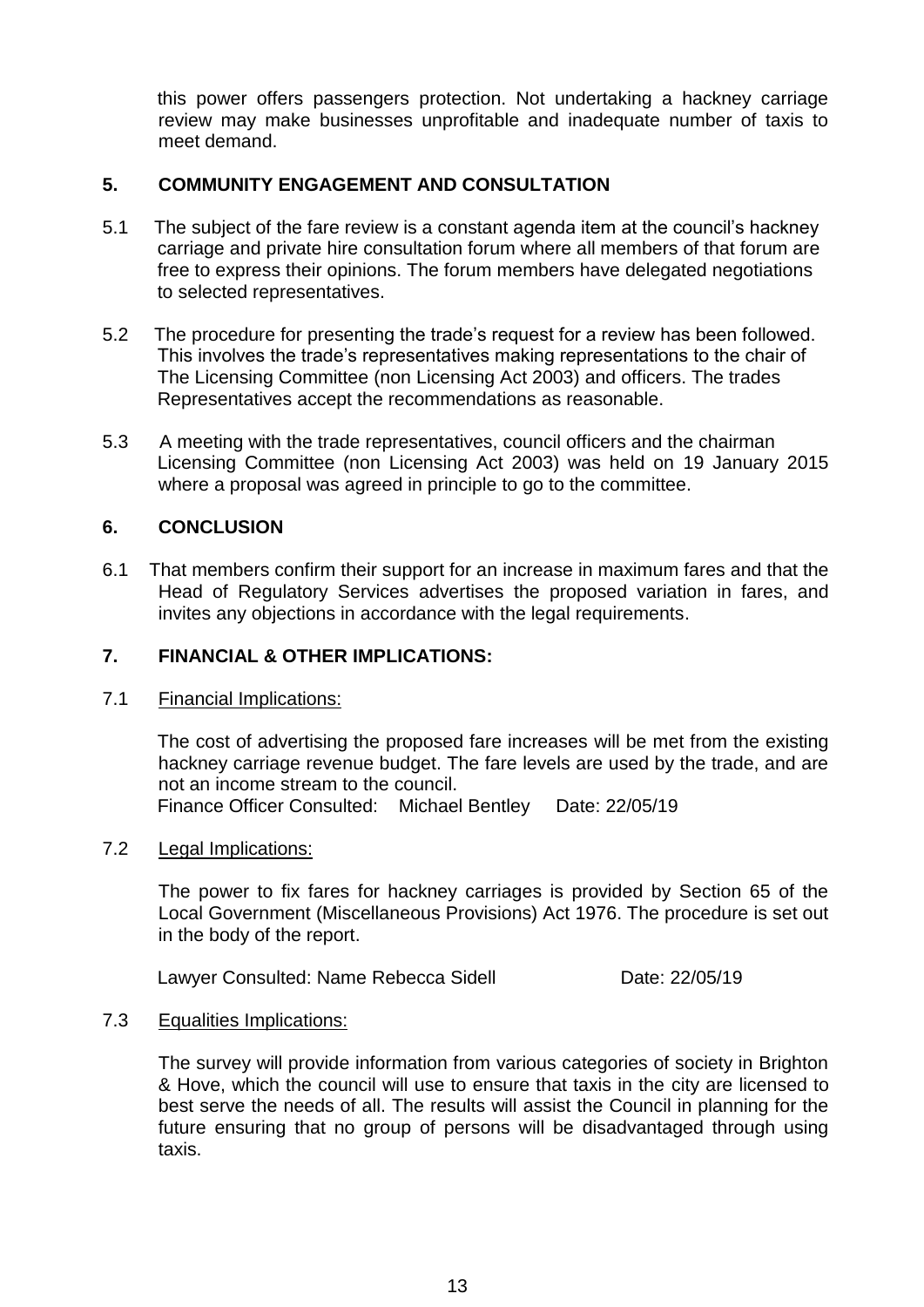this power offers passengers protection. Not undertaking a hackney carriage review may make businesses unprofitable and inadequate number of taxis to meet demand.

## 5. COMMUNITY ENGAGEMENT AND CONSULTATION

5.1 The subject of the fare review is a constant agenda item at the council's hackney carriage and private hire consultation forum where all members of that forum are free to express their opinions. The forum members have delegated negotiations to selected representatives.

5.2 The procedure for presenting the trade's request for a review has been followed. This involves the trade's representatives making representations to the chair of The Licensing Committee (non Licensing Act 2003) and officers. The trades Representatives accept the recommendations as reasonable.

5.3 A meeting with the trade representatives, council officers and the chairman Licensing Committee (non Licensing Act 2003) was held on 19 January 2015 where a proposal was agreed in principle to go to the committee.

## 6. CONCLUSION

6.1 That members confirm their support for an increase in maximum fares and that the Head of Regulatory Services advertises the proposed variation in fares, and invites any objections in accordance with the legal requirements.

## 7. FINANCIAL & OTHER IMPLICATIONS:

7.1 Financial Implications:

The cost of advertising the proposed fare increases will be met from the existing hackney carriage revenue budget. The fare levels are used by the trade, and are not an income stream to the council.
Finance Officer Consulted: Michael Bentley Date: 22/05/19

7.2 Legal Implications:

The power to fix fares for hackney carriages is provided by Section 65 of the Local Government (Miscellaneous Provisions) Act 1976. The procedure is set out in the body of the report.

Lawyer Consulted: Name Rebecca Sidell Date: 22/05/19

7.3 Equalities Implications:

The survey will provide information from various categories of society in Brighton & Hove, which the council will use to ensure that taxis in the city are licensed to best serve the needs of all. The results will assist the Council in planning for the future ensuring that no group of persons will be disadvantaged through using taxis.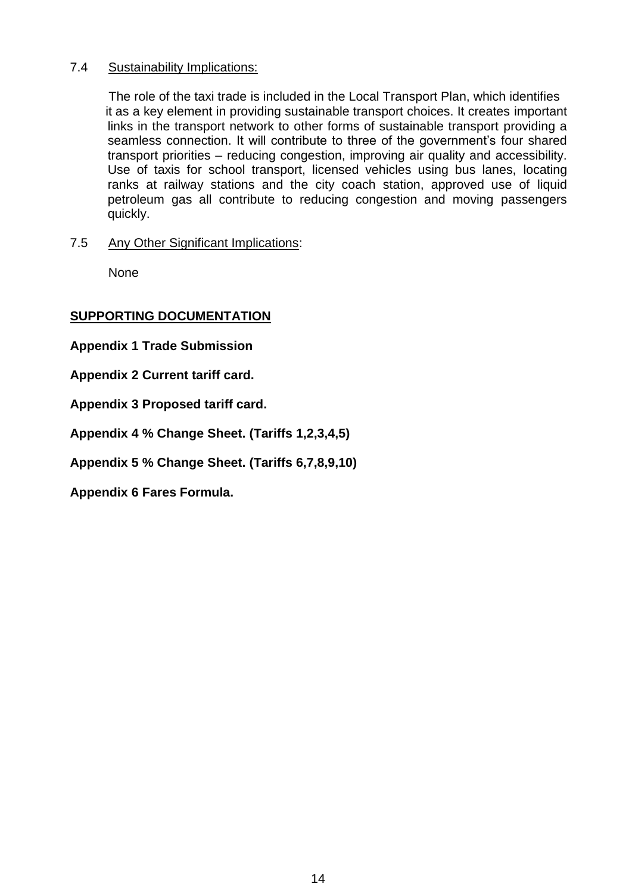7.4 Sustainability Implications:

The role of the taxi trade is included in the Local Transport Plan, which identifies it as a key element in providing sustainable transport choices. It creates important links in the transport network to other forms of sustainable transport providing a seamless connection. It will contribute to three of the government's four shared transport priorities – reducing congestion, improving air quality and accessibility. Use of taxis for school transport, licensed vehicles using bus lanes, locating ranks at railway stations and the city coach station, approved use of liquid petroleum gas all contribute to reducing congestion and moving passengers quickly.

7.5 Any Other Significant Implications:

None

**SUPPORTING DOCUMENTATION**

**Appendix 1 Trade Submission**

**Appendix 2 Current tariff card.**

**Appendix 3 Proposed tariff card.**

**Appendix 4 % Change Sheet. (Tariffs 1,2,3,4,5)**

**Appendix 5 % Change Sheet. (Tariffs 6,7,8,9,10)**

**Appendix 6 Fares Formula.**